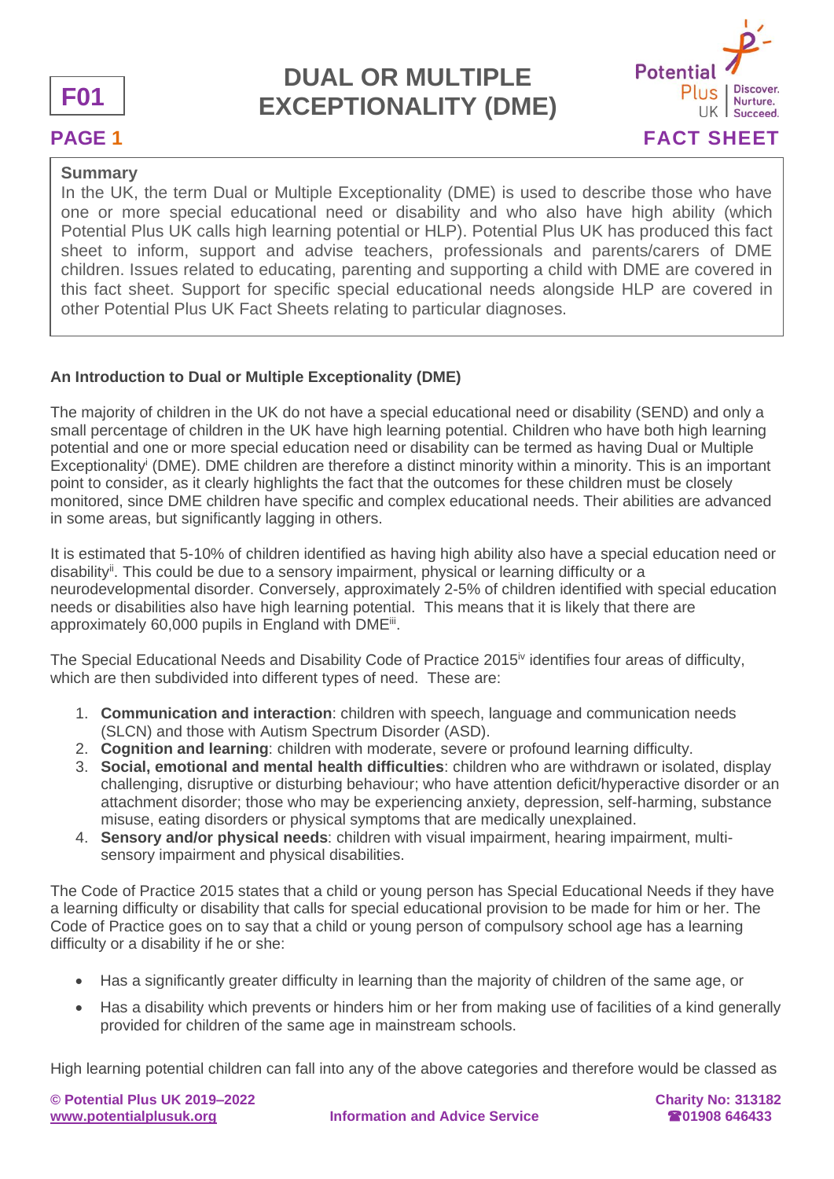# DUAL OR MULTIPLE EXCEPTIONALITY (DME)

F01

FACT SHEET

**Summary**

In the UK, the term Dual or Multiple Exceptionality (DME) is used to describe those who have one or more special educational need or disability and who also have high ability (which Potential Plus UK calls high learning potential or HLP). Potential Plus UK has produced this fact sheet to inform, support and advise teachers, professionals and parents/carers of DME children. Issues related to educating, parenting and supporting a child with DME are covered in this fact sheet. Support for specific special educational needs alongside HLP are covered in other Potential Plus UK Fact Sheets relating to particular diagnoses.

## An Introduction to Dual or Multiple Exceptionality (DME)

The majority of children in the UK do not have a special educational need or disability (SEND) and only a small percentage of children in the UK have high learning potential. Children who have both high learning potential and one or more special education need or disability can be termed as having Dual or Multiple Exceptionality[i] (DME). DME children are therefore a distinct minority within a minority. This is an important point to consider, as it clearly highlights the fact that the outcomes for these children must be closely monitored, since DME children have specific and complex educational needs. Their abilities are advanced in some areas, but significantly lagging in others.

It is estimated that 5-10% of children identified as having high ability also have a special education need or disability[ii]. This could be due to a sensory impairment, physical or learning difficulty or a neurodevelopmental disorder. Conversely, approximately 2-5% of children identified with special education needs or disabilities also have high learning potential. This means that it is likely that there are approximately 60,000 pupils in England with DME[iii].

The Special Educational Needs and Disability Code of Practice 2015[iv] identifies four areas of difficulty, which are then subdivided into different types of need. These are:

1. **Communication and interaction**: children with speech, language and communication needs (SLCN) and those with Autism Spectrum Disorder (ASD).
2. **Cognition and learning**: children with moderate, severe or profound learning difficulty.
3. **Social, emotional and mental health difficulties**: children who are withdrawn or isolated, display challenging, disruptive or disturbing behaviour; who have attention deficit/hyperactive disorder or an attachment disorder; those who may be experiencing anxiety, depression, self-harming, substance misuse, eating disorders or physical symptoms that are medically unexplained.
4. **Sensory and/or physical needs**: children with visual impairment, hearing impairment, multi-sensory impairment and physical disabilities.

The Code of Practice 2015 states that a child or young person has Special Educational Needs if they have a learning difficulty or disability that calls for special educational provision to be made for him or her. The Code of Practice goes on to say that a child or young person of compulsory school age has a learning difficulty or a disability if he or she:

- Has a significantly greater difficulty in learning than the majority of children of the same age, or
- Has a disability which prevents or hinders him or her from making use of facilities of a kind generally provided for children of the same age in mainstream schools.

High learning potential children can fall into any of the above categories and therefore would be classed as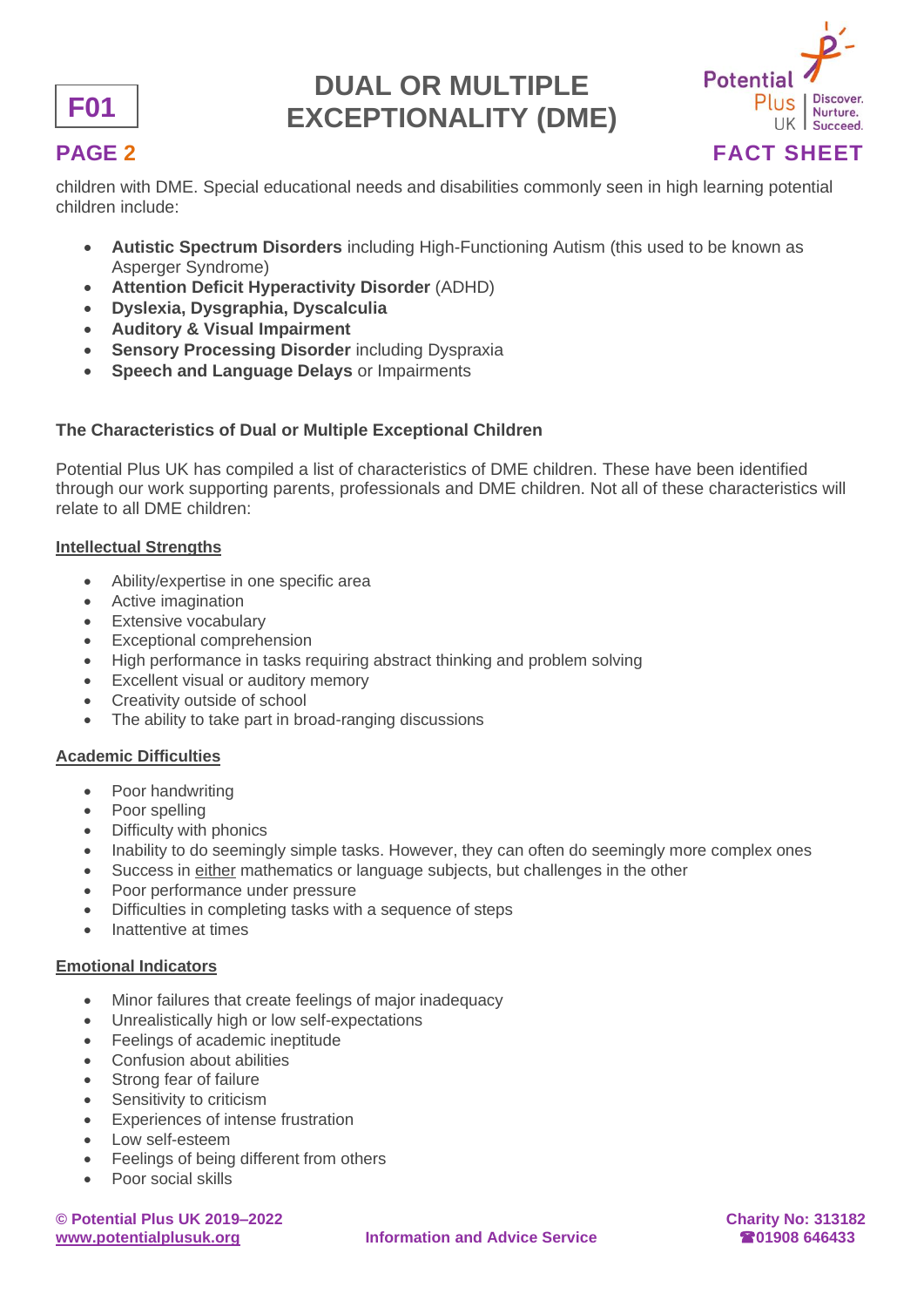children with DME. Special educational needs and disabilities commonly seen in high learning potential children include:

- **Autistic Spectrum Disorders** including High-Functioning Autism (this used to be known as Asperger Syndrome)
- **Attention Deficit Hyperactivity Disorder** (ADHD)
- **Dyslexia, Dysgraphia, Dyscalculia**
- **Auditory & Visual Impairment**
- **Sensory Processing Disorder** including Dyspraxia
- **Speech and Language Delays** or Impairments

### The Characteristics of Dual or Multiple Exceptional Children

Potential Plus UK has compiled a list of characteristics of DME children. These have been identified through our work supporting parents, professionals and DME children. Not all of these characteristics will relate to all DME children:

**Intellectual Strengths**

- Ability/expertise in one specific area
- Active imagination
- Extensive vocabulary
- Exceptional comprehension
- High performance in tasks requiring abstract thinking and problem solving
- Excellent visual or auditory memory
- Creativity outside of school
- The ability to take part in broad-ranging discussions

**Academic Difficulties**

- Poor handwriting
- Poor spelling
- Difficulty with phonics
- Inability to do seemingly simple tasks. However, they can often do seemingly more complex ones
- Success in either mathematics or language subjects, but challenges in the other
- Poor performance under pressure
- Difficulties in completing tasks with a sequence of steps
- Inattentive at times

**Emotional Indicators**

- Minor failures that create feelings of major inadequacy
- Unrealistically high or low self-expectations
- Feelings of academic ineptitude
- Confusion about abilities
- Strong fear of failure
- Sensitivity to criticism
- Experiences of intense frustration
- Low self-esteem
- Feelings of being different from others
- Poor social skills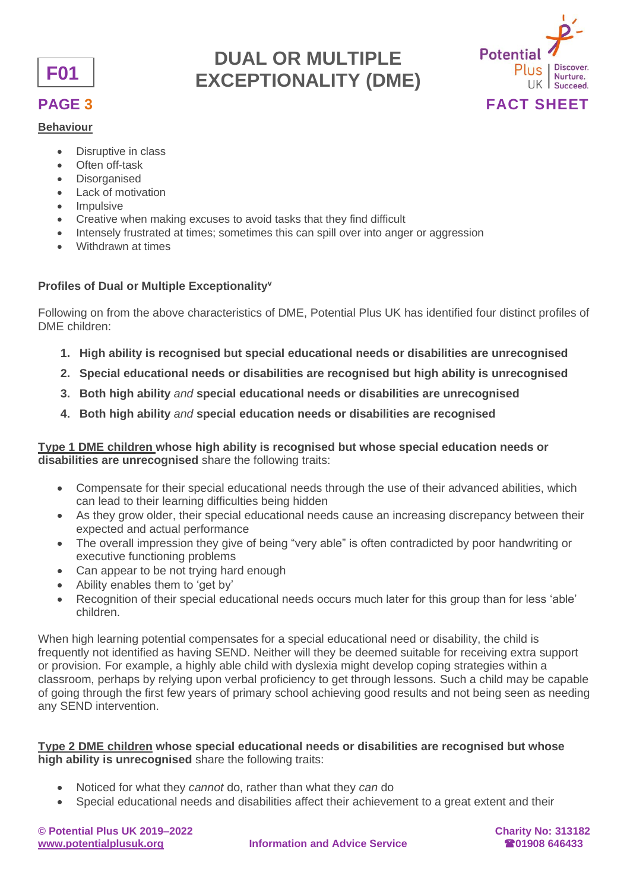**Behaviour**

- Disruptive in class
- Often off-task
- Disorganised
- Lack of motivation
- Impulsive
- Creative when making excuses to avoid tasks that they find difficult
- Intensely frustrated at times; sometimes this can spill over into anger or aggression
- Withdrawn at times

**Profiles of Dual or Multiple Exceptionality**[v]

Following on from the above characteristics of DME, Potential Plus UK has identified four distinct profiles of DME children:

1. **High ability is recognised but special educational needs or disabilities are unrecognised**
2. **Special educational needs or disabilities are recognised but high ability is unrecognised**
3. **Both high ability** *and* **special educational needs or disabilities are unrecognised**
4. **Both high ability** *and* **special education needs or disabilities are recognised**

**Type 1 DME children whose high ability is recognised but whose special education needs or disabilities are unrecognised** share the following traits:

- Compensate for their special educational needs through the use of their advanced abilities, which can lead to their learning difficulties being hidden
- As they grow older, their special educational needs cause an increasing discrepancy between their expected and actual performance
- The overall impression they give of being "very able" is often contradicted by poor handwriting or executive functioning problems
- Can appear to be not trying hard enough
- Ability enables them to 'get by'
- Recognition of their special educational needs occurs much later for this group than for less 'able' children.

When high learning potential compensates for a special educational need or disability, the child is frequently not identified as having SEND. Neither will they be deemed suitable for receiving extra support or provision. For example, a highly able child with dyslexia might develop coping strategies within a classroom, perhaps by relying upon verbal proficiency to get through lessons. Such a child may be capable of going through the first few years of primary school achieving good results and not being seen as needing any SEND intervention.

**Type 2 DME children whose special educational needs or disabilities are recognised but whose high ability is unrecognised** share the following traits:

- Noticed for what they *cannot* do, rather than what they *can* do
- Special educational needs and disabilities affect their achievement to a great extent and their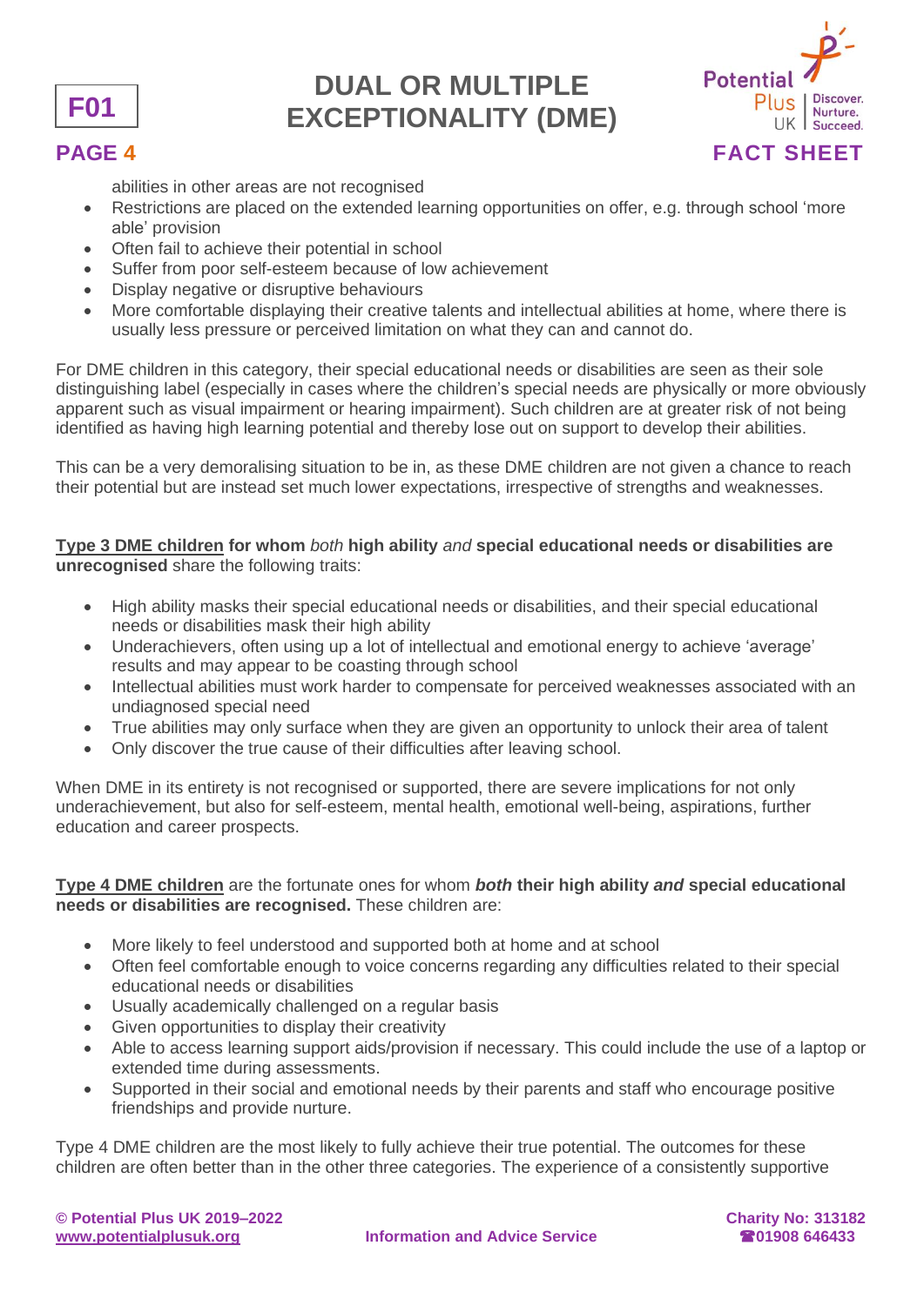abilities in other areas are not recognised

- Restrictions are placed on the extended learning opportunities on offer, e.g. through school 'more able' provision
- Often fail to achieve their potential in school
- Suffer from poor self-esteem because of low achievement
- Display negative or disruptive behaviours
- More comfortable displaying their creative talents and intellectual abilities at home, where there is usually less pressure or perceived limitation on what they can and cannot do.

For DME children in this category, their special educational needs or disabilities are seen as their sole distinguishing label (especially in cases where the children's special needs are physically or more obviously apparent such as visual impairment or hearing impairment). Such children are at greater risk of not being identified as having high learning potential and thereby lose out on support to develop their abilities.

This can be a very demoralising situation to be in, as these DME children are not given a chance to reach their potential but are instead set much lower expectations, irrespective of strengths and weaknesses.

**Type 3 DME children for whom** *both* **high ability** *and* **special educational needs or disabilities are unrecognised** share the following traits:

- High ability masks their special educational needs or disabilities, and their special educational needs or disabilities mask their high ability
- Underachievers, often using up a lot of intellectual and emotional energy to achieve 'average' results and may appear to be coasting through school
- Intellectual abilities must work harder to compensate for perceived weaknesses associated with an undiagnosed special need
- True abilities may only surface when they are given an opportunity to unlock their area of talent
- Only discover the true cause of their difficulties after leaving school.

When DME in its entirety is not recognised or supported, there are severe implications for not only underachievement, but also for self-esteem, mental health, emotional well-being, aspirations, further education and career prospects.

**Type 4 DME children** are the fortunate ones for whom ***both*** **their high ability** ***and*** **special educational needs or disabilities are recognised.** These children are:

- More likely to feel understood and supported both at home and at school
- Often feel comfortable enough to voice concerns regarding any difficulties related to their special educational needs or disabilities
- Usually academically challenged on a regular basis
- Given opportunities to display their creativity
- Able to access learning support aids/provision if necessary. This could include the use of a laptop or extended time during assessments.
- Supported in their social and emotional needs by their parents and staff who encourage positive friendships and provide nurture.

Type 4 DME children are the most likely to fully achieve their true potential. The outcomes for these children are often better than in the other three categories. The experience of a consistently supportive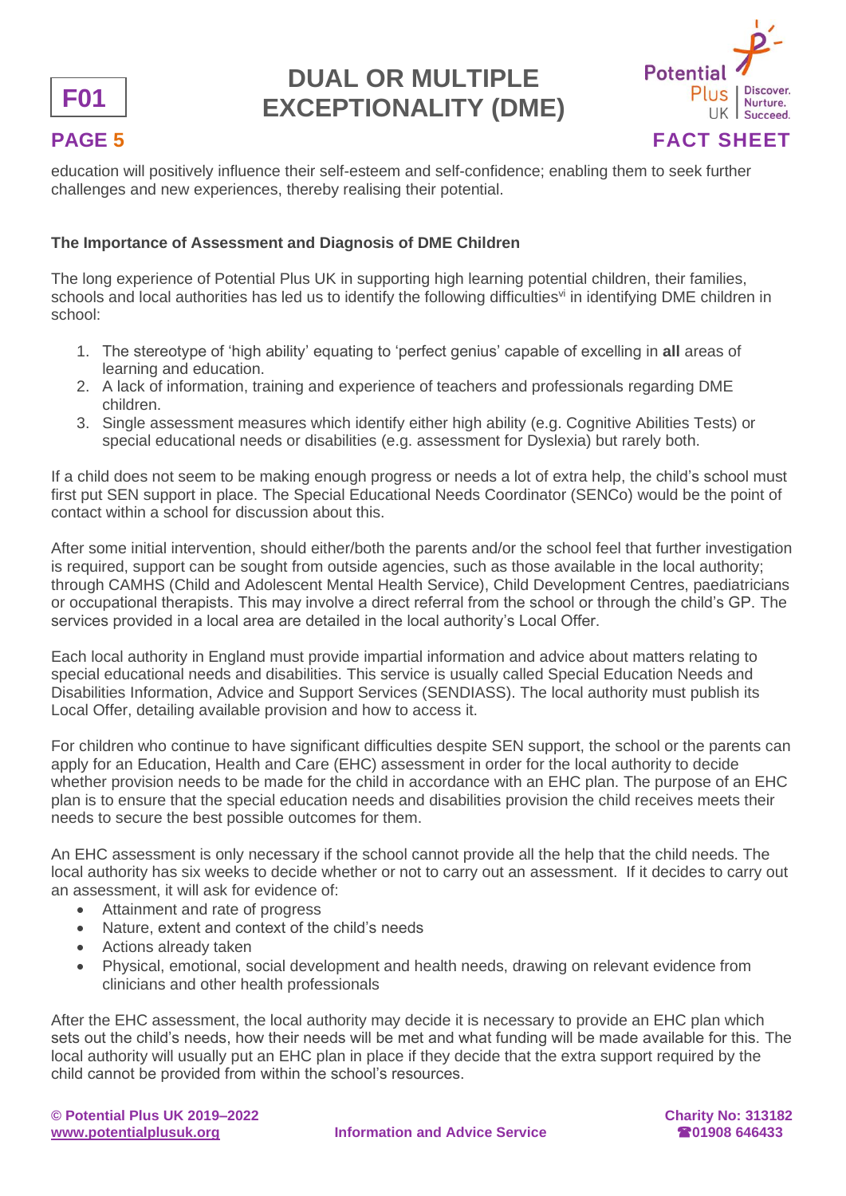education will positively influence their self-esteem and self-confidence; enabling them to seek further challenges and new experiences, thereby realising their potential.

### The Importance of Assessment and Diagnosis of DME Children

The long experience of Potential Plus UK in supporting high learning potential children, their families, schools and local authorities has led us to identify the following difficulties[vi] in identifying DME children in school:

1. The stereotype of 'high ability' equating to 'perfect genius' capable of excelling in **all** areas of learning and education.
2. A lack of information, training and experience of teachers and professionals regarding DME children.
3. Single assessment measures which identify either high ability (e.g. Cognitive Abilities Tests) or special educational needs or disabilities (e.g. assessment for Dyslexia) but rarely both.

If a child does not seem to be making enough progress or needs a lot of extra help, the child's school must first put SEN support in place. The Special Educational Needs Coordinator (SENCo) would be the point of contact within a school for discussion about this.

After some initial intervention, should either/both the parents and/or the school feel that further investigation is required, support can be sought from outside agencies, such as those available in the local authority; through CAMHS (Child and Adolescent Mental Health Service), Child Development Centres, paediatricians or occupational therapists. This may involve a direct referral from the school or through the child's GP. The services provided in a local area are detailed in the local authority's Local Offer.

Each local authority in England must provide impartial information and advice about matters relating to special educational needs and disabilities. This service is usually called Special Education Needs and Disabilities Information, Advice and Support Services (SENDIASS). The local authority must publish its Local Offer, detailing available provision and how to access it.

For children who continue to have significant difficulties despite SEN support, the school or the parents can apply for an Education, Health and Care (EHC) assessment in order for the local authority to decide whether provision needs to be made for the child in accordance with an EHC plan. The purpose of an EHC plan is to ensure that the special education needs and disabilities provision the child receives meets their needs to secure the best possible outcomes for them.

An EHC assessment is only necessary if the school cannot provide all the help that the child needs. The local authority has six weeks to decide whether or not to carry out an assessment. If it decides to carry out an assessment, it will ask for evidence of:

- Attainment and rate of progress
- Nature, extent and context of the child's needs
- Actions already taken
- Physical, emotional, social development and health needs, drawing on relevant evidence from clinicians and other health professionals

After the EHC assessment, the local authority may decide it is necessary to provide an EHC plan which sets out the child's needs, how their needs will be met and what funding will be made available for this. The local authority will usually put an EHC plan in place if they decide that the extra support required by the child cannot be provided from within the school's resources.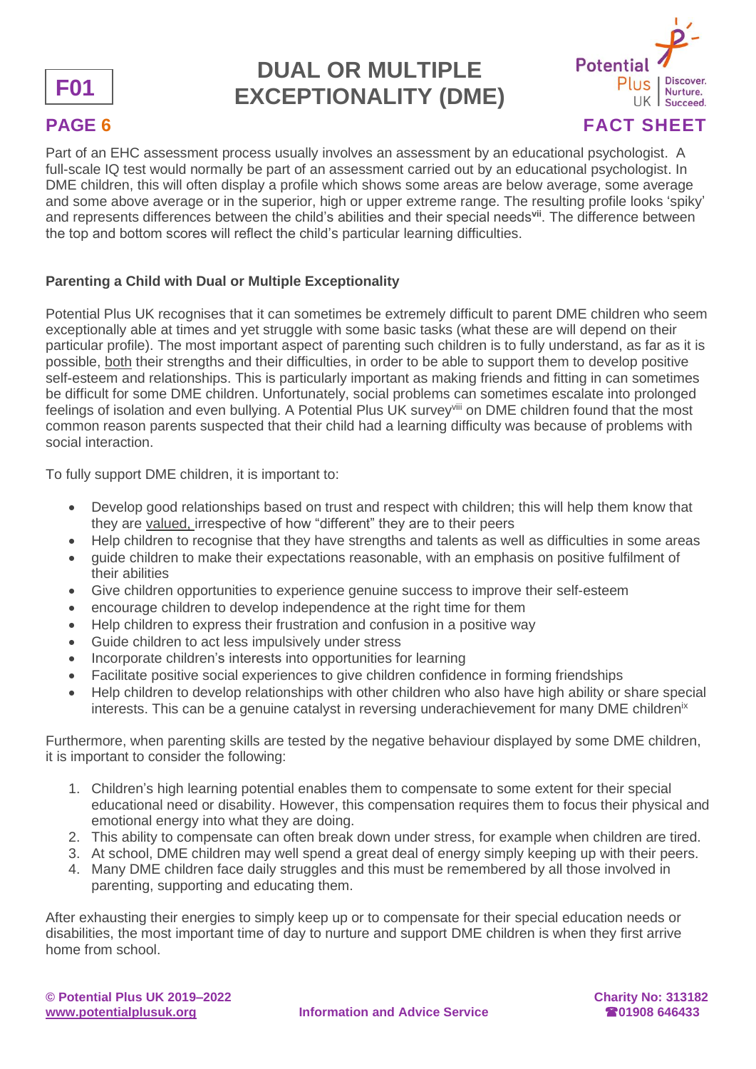Part of an EHC assessment process usually involves an assessment by an educational psychologist. A full-scale IQ test would normally be part of an assessment carried out by an educational psychologist. In DME children, this will often display a profile which shows some areas are below average, some average and some above average or in the superior, high or upper extreme range. The resulting profile looks 'spiky' and represents differences between the child's abilities and their special needs[vii]. The difference between the top and bottom scores will reflect the child's particular learning difficulties.

**Parenting a Child with Dual or Multiple Exceptionality**

Potential Plus UK recognises that it can sometimes be extremely difficult to parent DME children who seem exceptionally able at times and yet struggle with some basic tasks (what these are will depend on their particular profile). The most important aspect of parenting such children is to fully understand, as far as it is possible, both their strengths and their difficulties, in order to be able to support them to develop positive self-esteem and relationships. This is particularly important as making friends and fitting in can sometimes be difficult for some DME children. Unfortunately, social problems can sometimes escalate into prolonged feelings of isolation and even bullying. A Potential Plus UK survey[viii] on DME children found that the most common reason parents suspected that their child had a learning difficulty was because of problems with social interaction.

To fully support DME children, it is important to:

- Develop good relationships based on trust and respect with children; this will help them know that they are valued, irrespective of how "different" they are to their peers
- Help children to recognise that they have strengths and talents as well as difficulties in some areas
- guide children to make their expectations reasonable, with an emphasis on positive fulfilment of their abilities
- Give children opportunities to experience genuine success to improve their self-esteem
- encourage children to develop independence at the right time for them
- Help children to express their frustration and confusion in a positive way
- Guide children to act less impulsively under stress
- Incorporate children's interests into opportunities for learning
- Facilitate positive social experiences to give children confidence in forming friendships
- Help children to develop relationships with other children who also have high ability or share special interests. This can be a genuine catalyst in reversing underachievement for many DME children[ix]

Furthermore, when parenting skills are tested by the negative behaviour displayed by some DME children, it is important to consider the following:

1. Children's high learning potential enables them to compensate to some extent for their special educational need or disability. However, this compensation requires them to focus their physical and emotional energy into what they are doing.
2. This ability to compensate can often break down under stress, for example when children are tired.
3. At school, DME children may well spend a great deal of energy simply keeping up with their peers.
4. Many DME children face daily struggles and this must be remembered by all those involved in parenting, supporting and educating them.

After exhausting their energies to simply keep up or to compensate for their special education needs or disabilities, the most important time of day to nurture and support DME children is when they first arrive home from school.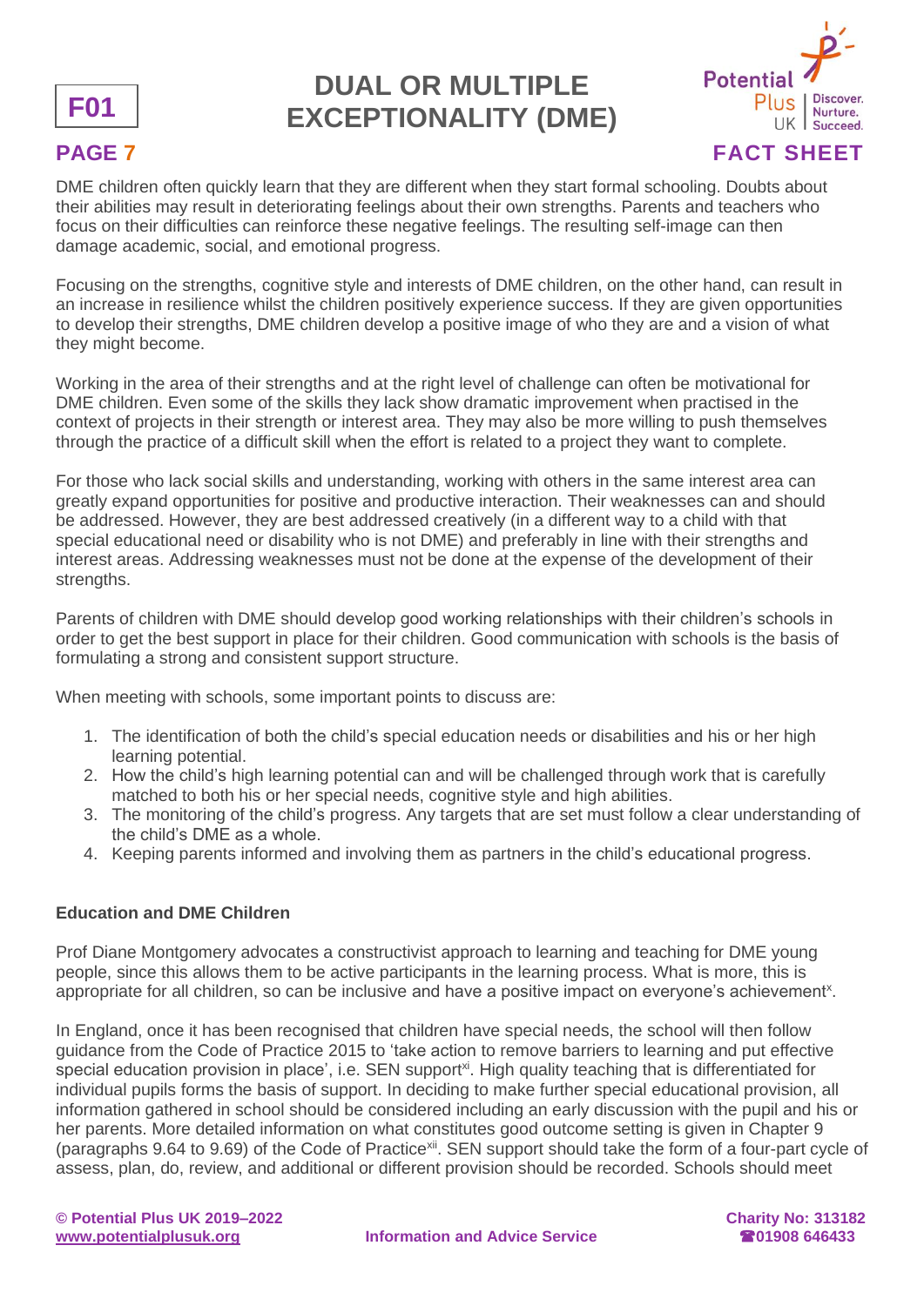DME children often quickly learn that they are different when they start formal schooling. Doubts about their abilities may result in deteriorating feelings about their own strengths. Parents and teachers who focus on their difficulties can reinforce these negative feelings. The resulting self-image can then damage academic, social, and emotional progress.

Focusing on the strengths, cognitive style and interests of DME children, on the other hand, can result in an increase in resilience whilst the children positively experience success. If they are given opportunities to develop their strengths, DME children develop a positive image of who they are and a vision of what they might become.

Working in the area of their strengths and at the right level of challenge can often be motivational for DME children. Even some of the skills they lack show dramatic improvement when practised in the context of projects in their strength or interest area. They may also be more willing to push themselves through the practice of a difficult skill when the effort is related to a project they want to complete.

For those who lack social skills and understanding, working with others in the same interest area can greatly expand opportunities for positive and productive interaction. Their weaknesses can and should be addressed. However, they are best addressed creatively (in a different way to a child with that special educational need or disability who is not DME) and preferably in line with their strengths and interest areas. Addressing weaknesses must not be done at the expense of the development of their strengths.

Parents of children with DME should develop good working relationships with their children's schools in order to get the best support in place for their children. Good communication with schools is the basis of formulating a strong and consistent support structure.

When meeting with schools, some important points to discuss are:

1. The identification of both the child's special education needs or disabilities and his or her high learning potential.
2. How the child's high learning potential can and will be challenged through work that is carefully matched to both his or her special needs, cognitive style and high abilities.
3. The monitoring of the child's progress. Any targets that are set must follow a clear understanding of the child's DME as a whole.
4. Keeping parents informed and involving them as partners in the child's educational progress.

**Education and DME Children**

Prof Diane Montgomery advocates a constructivist approach to learning and teaching for DME young people, since this allows them to be active participants in the learning process. What is more, this is appropriate for all children, so can be inclusive and have a positive impact on everyone's achievement[x].

In England, once it has been recognised that children have special needs, the school will then follow guidance from the Code of Practice 2015 to 'take action to remove barriers to learning and put effective special education provision in place', i.e. SEN support[xi]. High quality teaching that is differentiated for individual pupils forms the basis of support. In deciding to make further special educational provision, all information gathered in school should be considered including an early discussion with the pupil and his or her parents. More detailed information on what constitutes good outcome setting is given in Chapter 9 (paragraphs 9.64 to 9.69) of the Code of Practice[xii]. SEN support should take the form of a four-part cycle of assess, plan, do, review, and additional or different provision should be recorded. Schools should meet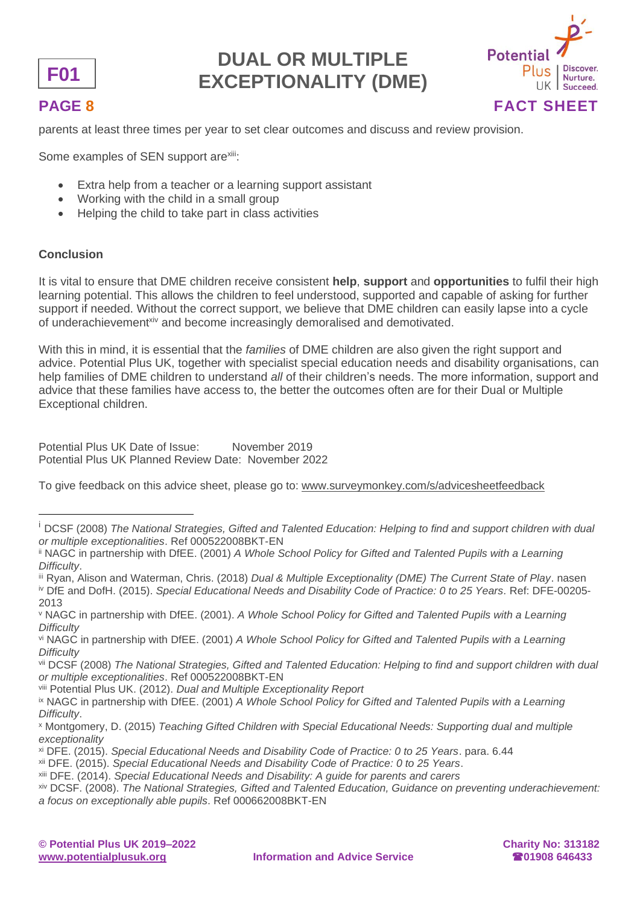parents at least three times per year to set clear outcomes and discuss and review provision.

Some examples of SEN support are[xiii]:

- Extra help from a teacher or a learning support assistant
- Working with the child in a small group
- Helping the child to take part in class activities

**Conclusion**

It is vital to ensure that DME children receive consistent **help**, **support** and **opportunities** to fulfil their high learning potential. This allows the children to feel understood, supported and capable of asking for further support if needed. Without the correct support, we believe that DME children can easily lapse into a cycle of underachievement[xiv] and become increasingly demoralised and demotivated.

With this in mind, it is essential that the *families* of DME children are also given the right support and advice. Potential Plus UK, together with specialist special education needs and disability organisations, can help families of DME children to understand *all* of their children's needs. The more information, support and advice that these families have access to, the better the outcomes often are for their Dual or Multiple Exceptional children.

Potential Plus UK Date of Issue: November 2019
Potential Plus UK Planned Review Date: November 2022

To give feedback on this advice sheet, please go to: www.surveymonkey.com/s/advicesheetfeedback

---

[i] DCSF (2008) *The National Strategies, Gifted and Talented Education: Helping to find and support children with dual or multiple exceptionalities*. Ref 000522008BKT-EN

[ii] NAGC in partnership with DfEE. (2001) *A Whole School Policy for Gifted and Talented Pupils with a Learning Difficulty*.

[iii] Ryan, Alison and Waterman, Chris. (2018) *Dual & Multiple Exceptionality (DME) The Current State of Play*. nasen

[iv] DfE and DofH. (2015). *Special Educational Needs and Disability Code of Practice: 0 to 25 Years*. Ref: DFE-00205-2013

[v] NAGC in partnership with DfEE. (2001). *A Whole School Policy for Gifted and Talented Pupils with a Learning Difficulty*

[vi] NAGC in partnership with DfEE. (2001) *A Whole School Policy for Gifted and Talented Pupils with a Learning Difficulty*

[vii] DCSF (2008) *The National Strategies, Gifted and Talented Education: Helping to find and support children with dual or multiple exceptionalities*. Ref 000522008BKT-EN

[viii] Potential Plus UK. (2012). *Dual and Multiple Exceptionality Report*

[ix] NAGC in partnership with DfEE. (2001) *A Whole School Policy for Gifted and Talented Pupils with a Learning Difficulty*.

[x] Montgomery, D. (2015) *Teaching Gifted Children with Special Educational Needs: Supporting dual and multiple exceptionality*

[xi] DFE. (2015). *Special Educational Needs and Disability Code of Practice: 0 to 25 Years*. para. 6.44

[xii] DFE. (2015). *Special Educational Needs and Disability Code of Practice: 0 to 25 Years*.

[xiii] DFE. (2014). *Special Educational Needs and Disability: A guide for parents and carers*

[xiv] DCSF. (2008). *The National Strategies, Gifted and Talented Education, Guidance on preventing underachievement: a focus on exceptionally able pupils*. Ref 000662008BKT-EN